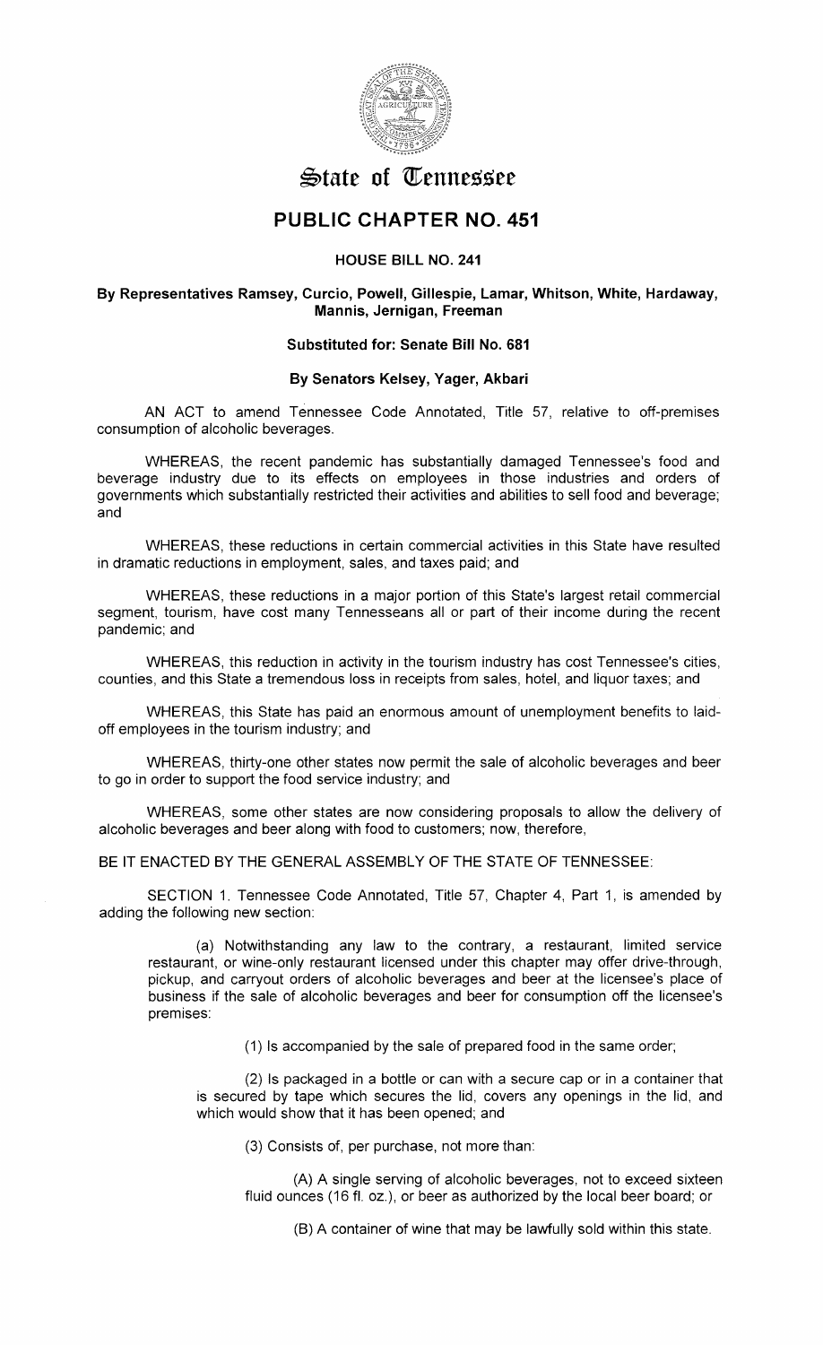# State of Tennessee

## PUBLIC CHAPTER NO. 451

### HOUSE BILL NO. 241

**By Representatives Ramsey, Curcio, Powell, Gillespie, Lamar, Whitson, White, Hardaway, Mannis, Jernigan, Freeman**

**Substituted for: Senate Bill No. 681**

**By Senators Kelsey, Yager, Akbari**

AN ACT to amend Tennessee Code Annotated, Title 57, relative to off-premises consumption of alcoholic beverages.

WHEREAS, the recent pandemic has substantially damaged Tennessee's food and beverage industry due to its effects on employees in those industries and orders of governments which substantially restricted their activities and abilities to sell food and beverage; and

WHEREAS, these reductions in certain commercial activities in this State have resulted in dramatic reductions in employment, sales, and taxes paid; and

WHEREAS, these reductions in a major portion of this State's largest retail commercial segment, tourism, have cost many Tennesseans all or part of their income during the recent pandemic; and

WHEREAS, this reduction in activity in the tourism industry has cost Tennessee's cities, counties, and this State a tremendous loss in receipts from sales, hotel, and liquor taxes; and

WHEREAS, this State has paid an enormous amount of unemployment benefits to laid-off employees in the tourism industry; and

WHEREAS, thirty-one other states now permit the sale of alcoholic beverages and beer to go in order to support the food service industry; and

WHEREAS, some other states are now considering proposals to allow the delivery of alcoholic beverages and beer along with food to customers; now, therefore,

BE IT ENACTED BY THE GENERAL ASSEMBLY OF THE STATE OF TENNESSEE:

SECTION 1. Tennessee Code Annotated, Title 57, Chapter 4, Part 1, is amended by adding the following new section:

> (a) Notwithstanding any law to the contrary, a restaurant, limited service restaurant, or wine-only restaurant licensed under this chapter may offer drive-through, pickup, and carryout orders of alcoholic beverages and beer at the licensee's place of business if the sale of alcoholic beverages and beer for consumption off the licensee's premises:
>
> > (1) Is accompanied by the sale of prepared food in the same order;
> >
> > (2) Is packaged in a bottle or can with a secure cap or in a container that is secured by tape which secures the lid, covers any openings in the lid, and which would show that it has been opened; and
> >
> > (3) Consists of, per purchase, not more than:
> >
> > > (A) A single serving of alcoholic beverages, not to exceed sixteen fluid ounces (16 fl. oz.), or beer as authorized by the local beer board; or
> > >
> > > (B) A container of wine that may be lawfully sold within this state.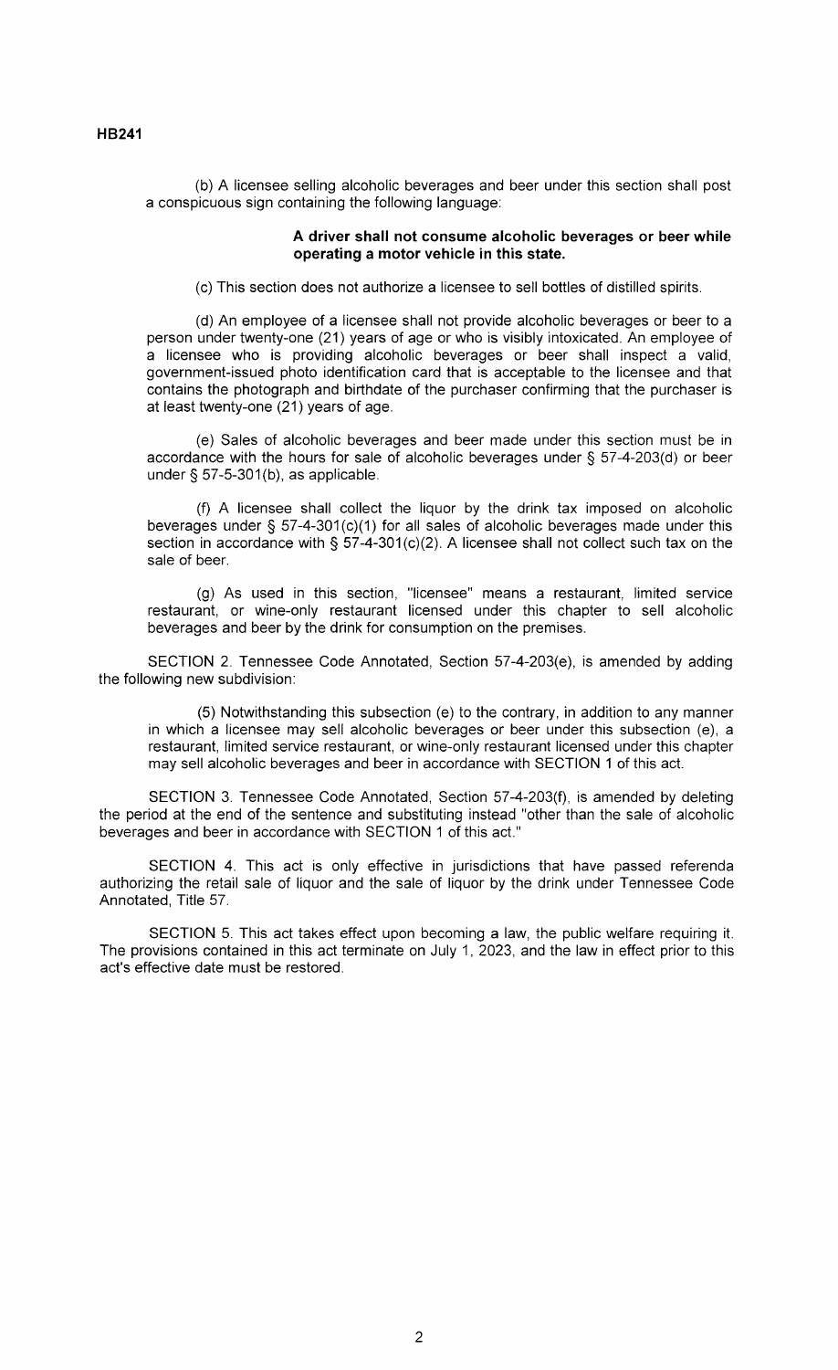(b) A licensee selling alcoholic beverages and beer under this section shall post a conspicuous sign containing the following language:

> **A driver shall not consume alcoholic beverages or beer while operating a motor vehicle in this state.**

(c) This section does not authorize a licensee to sell bottles of distilled spirits.

(d) An employee of a licensee shall not provide alcoholic beverages or beer to a person under twenty-one (21) years of age or who is visibly intoxicated. An employee of a licensee who is providing alcoholic beverages or beer shall inspect a valid, government-issued photo identification card that is acceptable to the licensee and that contains the photograph and birthdate of the purchaser confirming that the purchaser is at least twenty-one (21) years of age.

(e) Sales of alcoholic beverages and beer made under this section must be in accordance with the hours for sale of alcoholic beverages under § 57-4-203(d) or beer under § 57-5-301(b), as applicable.

(f) A licensee shall collect the liquor by the drink tax imposed on alcoholic beverages under § 57-4-301(c)(1) for all sales of alcoholic beverages made under this section in accordance with § 57-4-301(c)(2). A licensee shall not collect such tax on the sale of beer.

(g) As used in this section, "licensee" means a restaurant, limited service restaurant, or wine-only restaurant licensed under this chapter to sell alcoholic beverages and beer by the drink for consumption on the premises.

SECTION 2. Tennessee Code Annotated, Section 57-4-203(e), is amended by adding the following new subdivision:

> (5) Notwithstanding this subsection (e) to the contrary, in addition to any manner in which a licensee may sell alcoholic beverages or beer under this subsection (e), a restaurant, limited service restaurant, or wine-only restaurant licensed under this chapter may sell alcoholic beverages and beer in accordance with SECTION 1 of this act.

SECTION 3. Tennessee Code Annotated, Section 57-4-203(f), is amended by deleting the period at the end of the sentence and substituting instead "other than the sale of alcoholic beverages and beer in accordance with SECTION 1 of this act."

SECTION 4. This act is only effective in jurisdictions that have passed referenda authorizing the retail sale of liquor and the sale of liquor by the drink under Tennessee Code Annotated, Title 57.

SECTION 5. This act takes effect upon becoming a law, the public welfare requiring it. The provisions contained in this act terminate on July 1, 2023, and the law in effect prior to this act's effective date must be restored.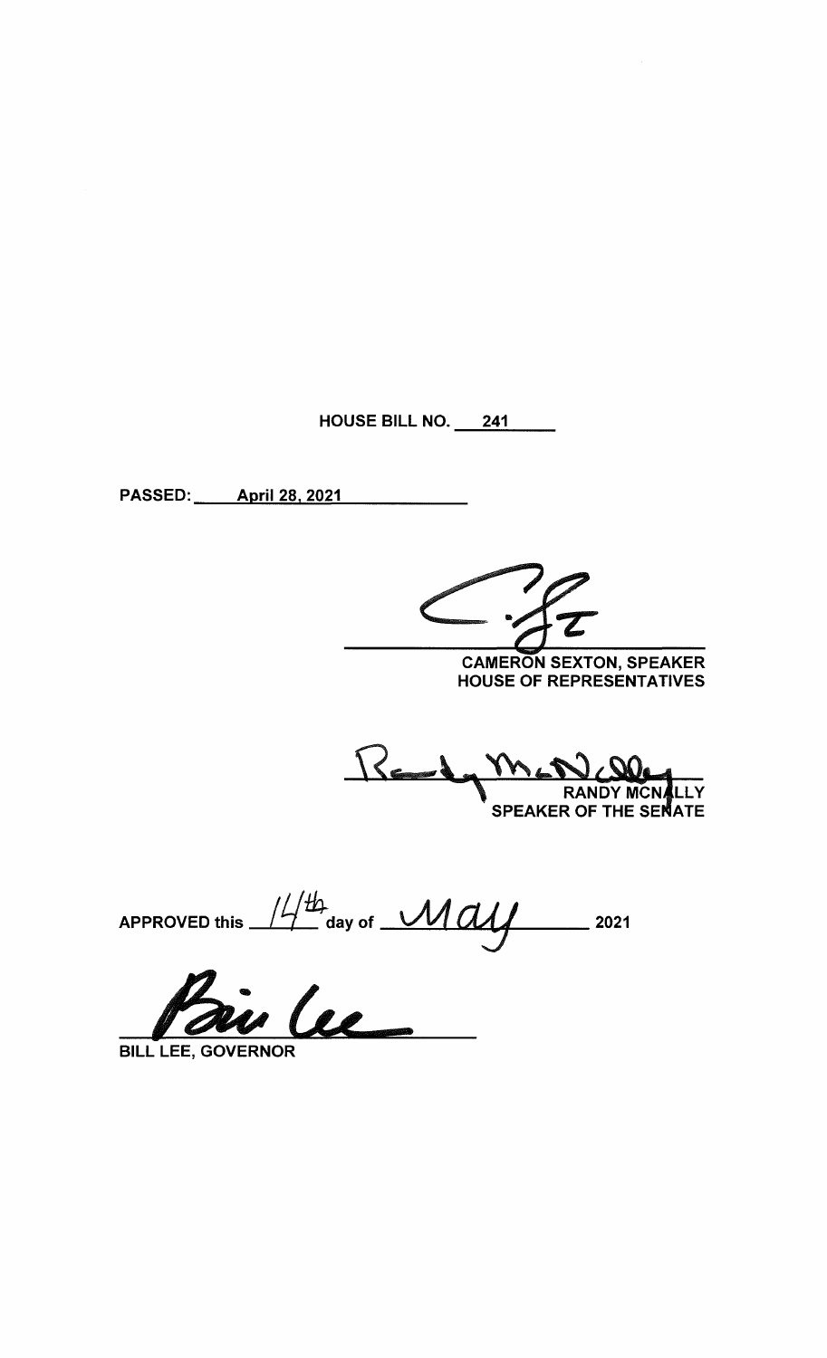HOUSE BILL NO. 241

PASSED: April 28, 2021

CAMERON SEXTON, SPEAKER
HOUSE OF REPRESENTATIVES

RANDY MCNALLY
SPEAKER OF THE SENATE

APPROVED this 14th day of May 2021

BILL LEE, GOVERNOR